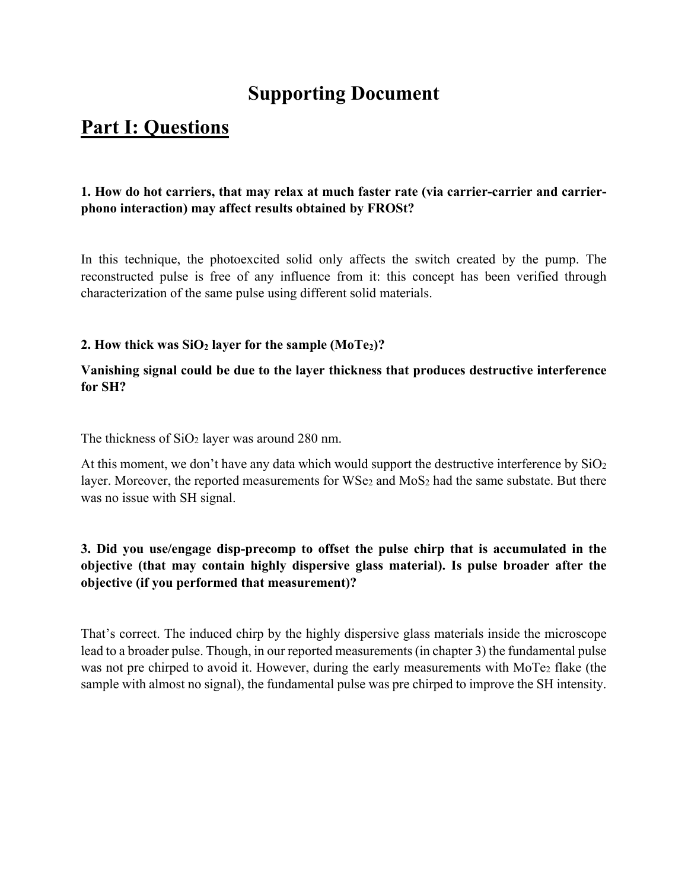# Supporting Document

## Part I: Questions

**1. How do hot carriers, that may relax at much faster rate (via carrier-carrier and carrier-phono interaction) may affect results obtained by FROSt?**

In this technique, the photoexcited solid only affects the switch created by the pump. The reconstructed pulse is free of any influence from it: this concept has been verified through characterization of the same pulse using different solid materials.

**2. How thick was $SiO_2$ layer for the sample ($MoTe_2$)?**

**Vanishing signal could be due to the layer thickness that produces destructive interference for SH?**

The thickness of $SiO_2$ layer was around 280 nm.

At this moment, we don't have any data which would support the destructive interference by $SiO_2$ layer. Moreover, the reported measurements for $WSe_2$ and $MoS_2$ had the same substate. But there was no issue with SH signal.

**3. Did you use/engage disp-precomp to offset the pulse chirp that is accumulated in the objective (that may contain highly dispersive glass material). Is pulse broader after the objective (if you performed that measurement)?**

That's correct. The induced chirp by the highly dispersive glass materials inside the microscope lead to a broader pulse. Though, in our reported measurements (in chapter 3) the fundamental pulse was not pre chirped to avoid it. However, during the early measurements with $MoTe_2$ flake (the sample with almost no signal), the fundamental pulse was pre chirped to improve the SH intensity.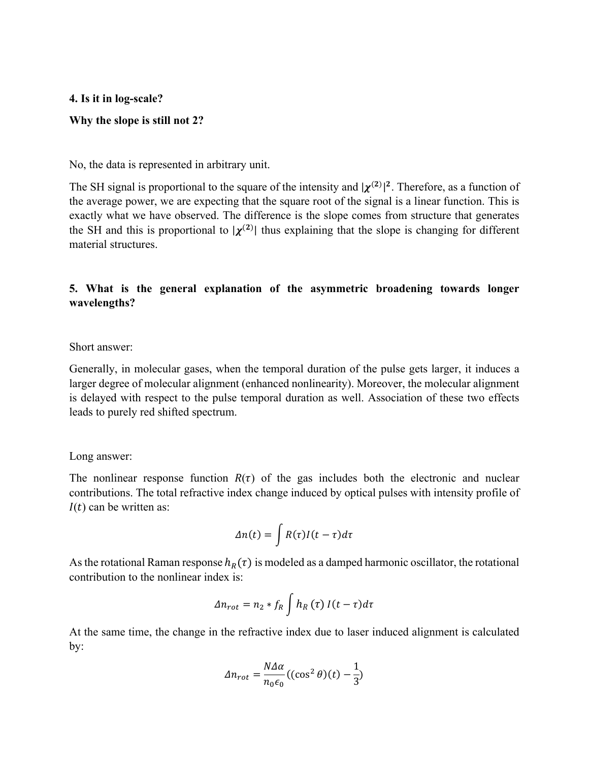**4. Is it in log-scale?**

**Why the slope is still not 2?**

No, the data is represented in arbitrary unit.

The SH signal is proportional to the square of the intensity and $|\chi^{(2)}|^2$. Therefore, as a function of the average power, we are expecting that the square root of the signal is a linear function. This is exactly what we have observed. The difference is the slope comes from structure that generates the SH and this is proportional to $|\chi^{(2)}|$ thus explaining that the slope is changing for different material structures.

**5. What is the general explanation of the asymmetric broadening towards longer wavelengths?**

Short answer:

Generally, in molecular gases, when the temporal duration of the pulse gets larger, it induces a larger degree of molecular alignment (enhanced nonlinearity). Moreover, the molecular alignment is delayed with respect to the pulse temporal duration as well. Association of these two effects leads to purely red shifted spectrum.

Long answer:

The nonlinear response function $R(\tau)$ of the gas includes both the electronic and nuclear contributions. The total refractive index change induced by optical pulses with intensity profile of $I(t)$ can be written as:

$$\Delta n(t) = \int R(\tau) I(t - \tau) d\tau$$

As the rotational Raman response $h_R(\tau)$ is modeled as a damped harmonic oscillator, the rotational contribution to the nonlinear index is:

$$\Delta n_{rot} = n_2 * f_R \int h_R(\tau)\, I(t - \tau) d\tau$$

At the same time, the change in the refractive index due to laser induced alignment is calculated by:

$$\Delta n_{rot} = \frac{N \Delta \alpha}{n_0 \epsilon_0} (\langle \cos^2 \theta \rangle (t) - \frac{1}{3})$$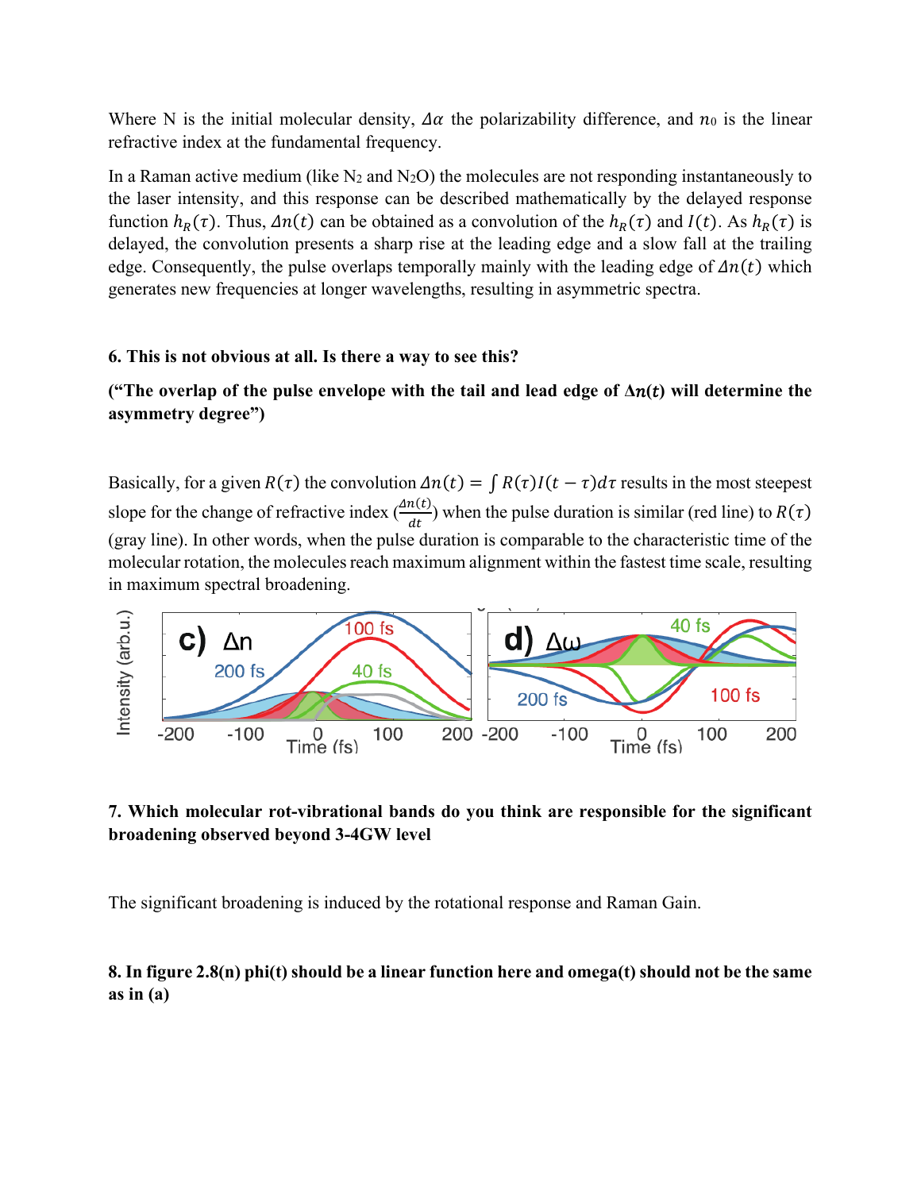Where N is the initial molecular density, $\Delta\alpha$ the polarizability difference, and $n_0$ is the linear refractive index at the fundamental frequency.

In a Raman active medium (like $N_2$ and $N_2O$) the molecules are not responding instantaneously to the laser intensity, and this response can be described mathematically by the delayed response function $h_R(\tau)$. Thus, $\Delta n(t)$ can be obtained as a convolution of the $h_R(\tau)$ and $I(t)$. As $h_R(\tau)$ is delayed, the convolution presents a sharp rise at the leading edge and a slow fall at the trailing edge. Consequently, the pulse overlaps temporally mainly with the leading edge of $\Delta n(t)$ which generates new frequencies at longer wavelengths, resulting in asymmetric spectra.

**6. This is not obvious at all. Is there a way to see this?**

**("The overlap of the pulse envelope with the tail and lead edge of $\Delta n(t)$ will determine the asymmetry degree")**

Basically, for a given $R(\tau)$ the convolution $\Delta n(t) = \int R(\tau) I(t-\tau) d\tau$ results in the most steepest slope for the change of refractive index ($\frac{\Delta n(t)}{dt}$) when the pulse duration is similar (red line) to $R(\tau)$ (gray line). In other words, when the pulse duration is comparable to the characteristic time of the molecular rotation, the molecules reach maximum alignment within the fastest time scale, resulting in maximum spectral broadening.

**7. Which molecular rot-vibrational bands do you think are responsible for the significant broadening observed beyond 3-4GW level**

The significant broadening is induced by the rotational response and Raman Gain.

**8. In figure 2.8(n) phi(t) should be a linear function here and omega(t) should not be the same as in (a)**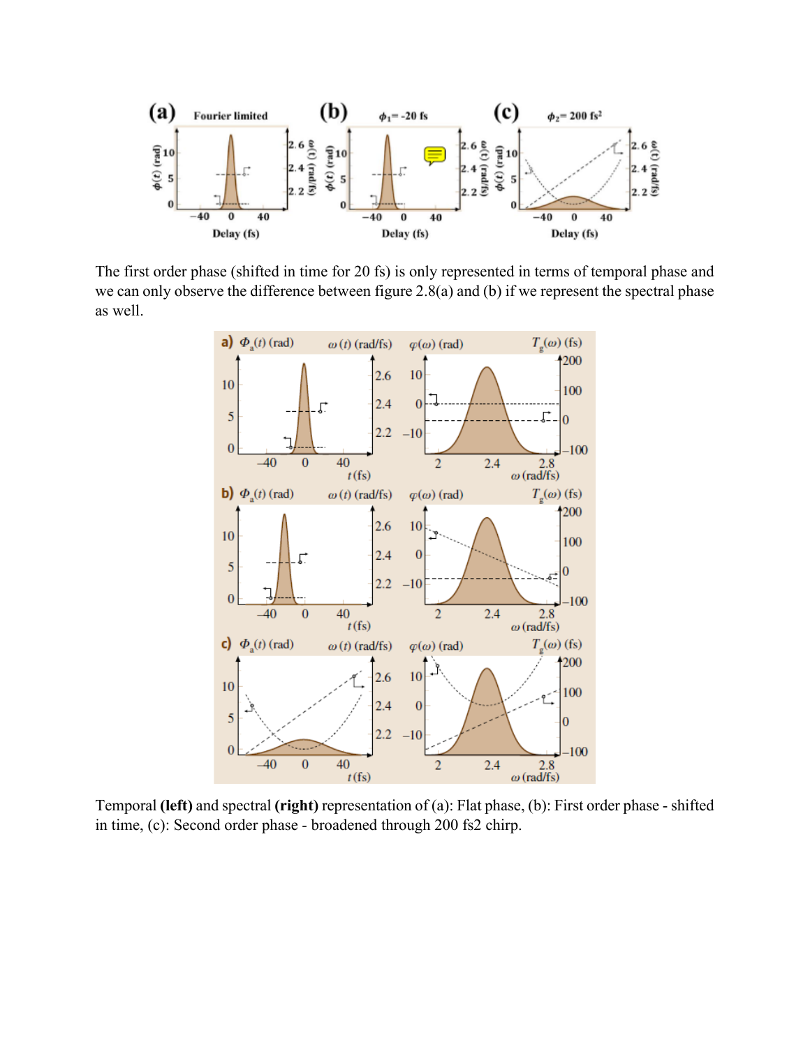The first order phase (shifted in time for 20 fs) is only represented in terms of temporal phase and we can only observe the difference between figure 2.8(a) and (b) if we represent the spectral phase as well.

Temporal **(left)** and spectral **(right)** representation of (a): Flat phase, (b): First order phase - shifted in time, (c): Second order phase - broadened through 200 fs2 chirp.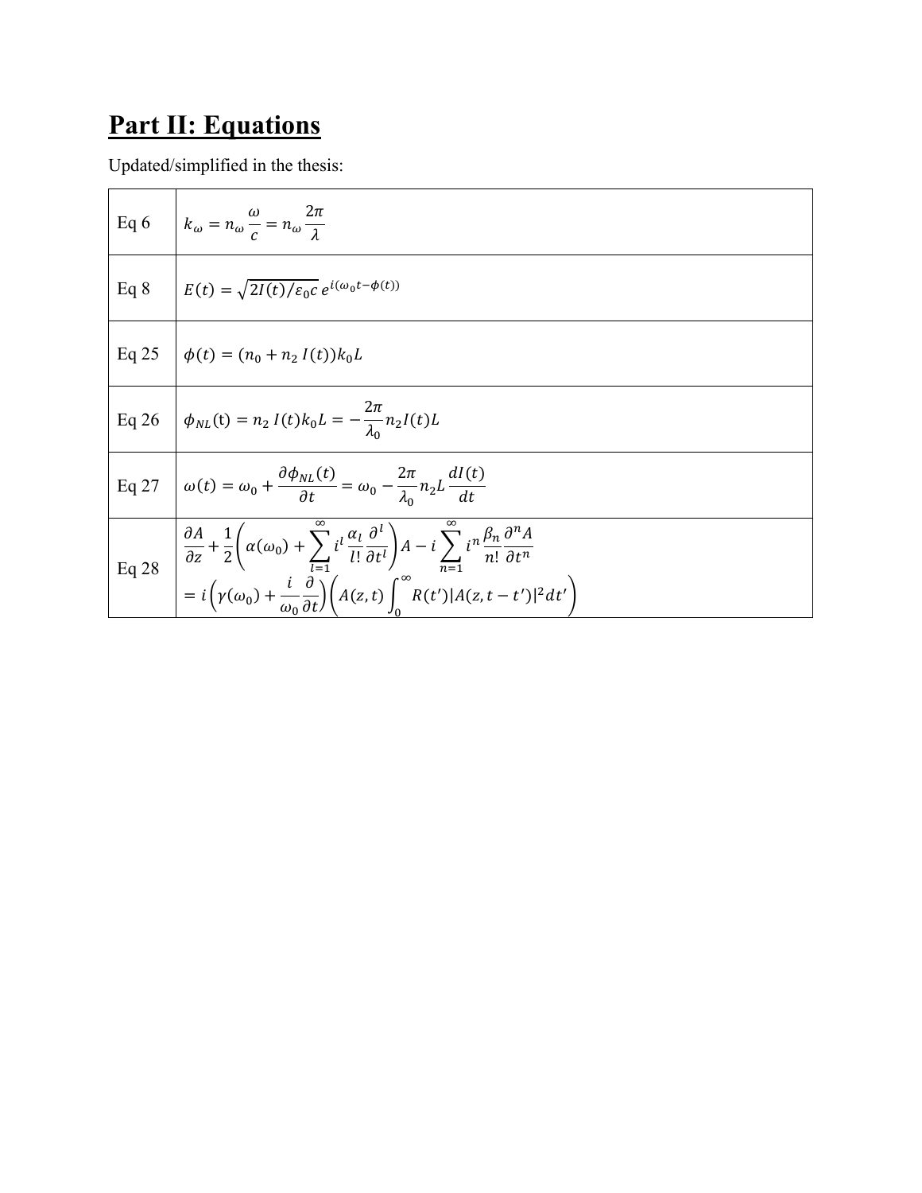# Part II: Equations

Updated/simplified in the thesis:

| | |
|---|---|
| Eq 6 | $k_\omega = n_\omega \frac{\omega}{c} = n_\omega \frac{2\pi}{\lambda}$ |
| Eq 8 | $E(t) = \sqrt{2I(t)/\varepsilon_0 c}\, e^{i(\omega_0 t - \phi(t))}$ |
| Eq 25 | $\phi(t) = (n_0 + n_2\, I(t))k_0 L$ |
| Eq 26 | $\phi_{NL}(\mathrm{t}) = n_2\, I(t)k_0 L = -\frac{2\pi}{\lambda_0} n_2 I(t) L$ |
| Eq 27 | $\omega(t) = \omega_0 + \frac{\partial \phi_{NL}(t)}{\partial t} = \omega_0 - \frac{2\pi}{\lambda_0} n_2 L \frac{dI(t)}{dt}$ |
| Eq 28 | $\frac{\partial A}{\partial z} + \frac{1}{2}\left(\alpha(\omega_0) + \sum_{l=1}^{\infty} i^l \frac{\alpha_l}{l!}\frac{\partial^l}{\partial t^l}\right) A - i \sum_{n=1}^{\infty} i^n \frac{\beta_n}{n!}\frac{\partial^n A}{\partial t^n} = i\left(\gamma(\omega_0) + \frac{i}{\omega_0}\frac{\partial}{\partial t}\right)\left(A(z,t)\int_0^{\infty} R(t')\lvert A(z,t-t')\rvert^2 dt'\right)$ |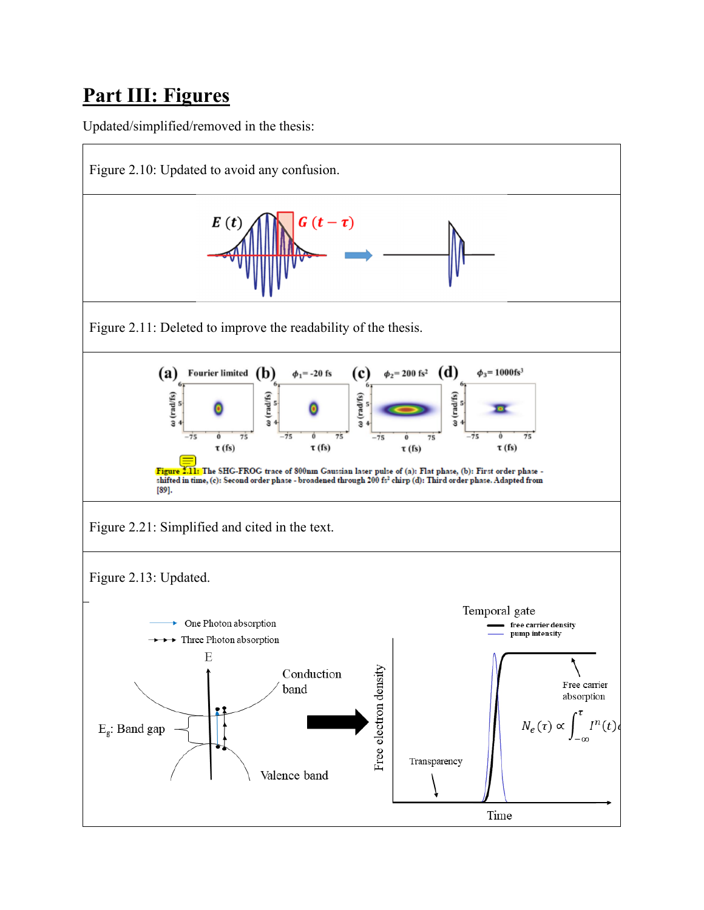# Part III: Figures

Updated/simplified/removed in the thesis:

| |
|---|
| Figure 2.10: Updated to avoid any confusion. |
| |
| Figure 2.11: Deleted to improve the readability of the thesis. |
| Figure 2.11: The SHG-FROG trace of 800nm Gaussian laser pulse of (a): Flat phase, (b): First order phase - shifted in time, (c): Second order phase - broadened through 200 fs² chirp (d): Third order phase. Adapted from [89]. |
| Figure 2.21: Simplified and cited in the text. |
| Figure 2.13: Updated. |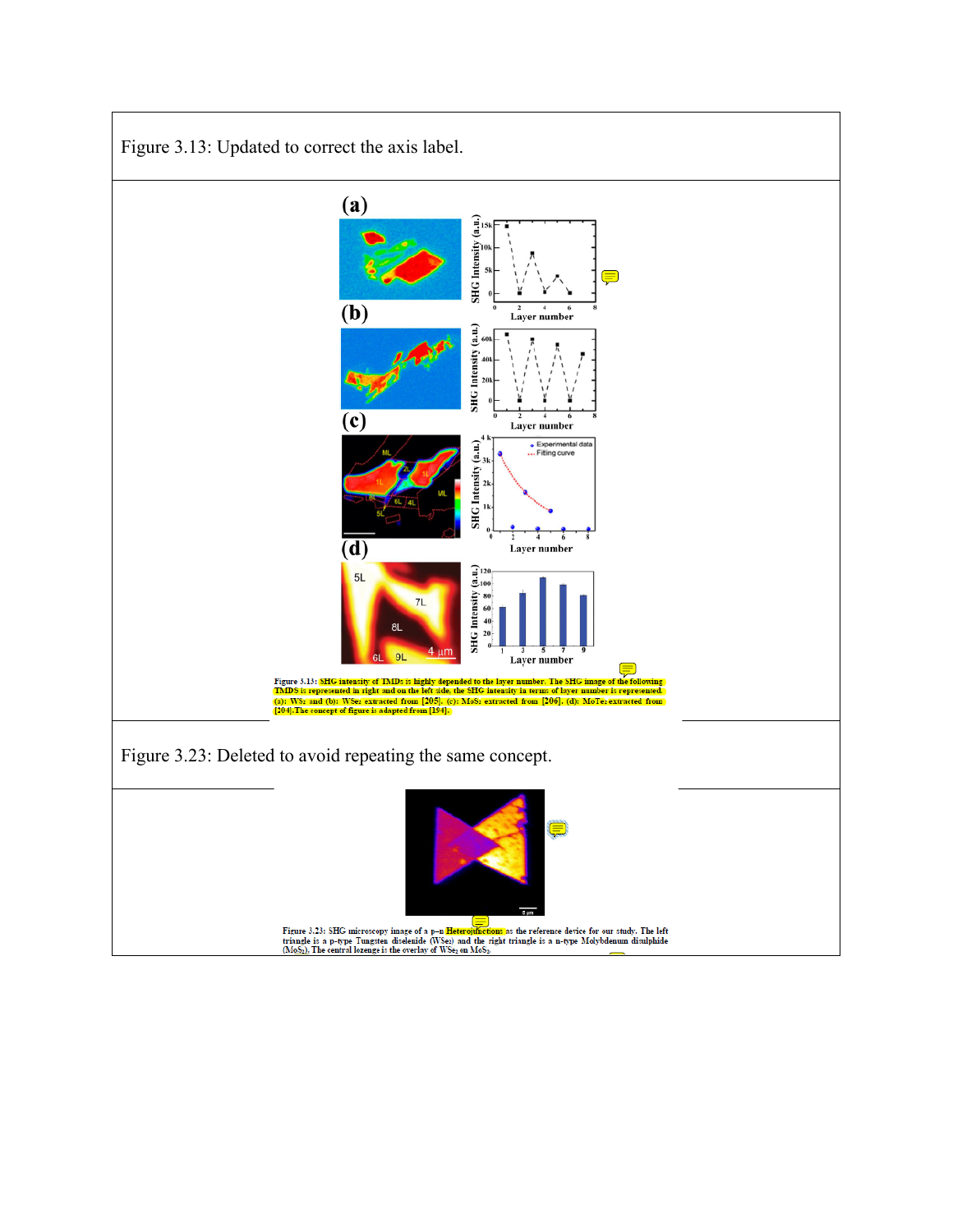| |
|---|
| Figure 3.13: Updated to correct the axis label. |
| (a) (b) (c) (d) SHG Intensity (a.u.) Layer number<br>Figure 3.13: SHG intensity of TMDs is highly depended to the layer number. The SHG image of the following TMDS is represented in right and on the left side, the SHG intensity in terms of layer number is represented. (a): $WS_2$ and (b): $WSe_2$ extracted from [205], (c): $MoS_2$ extracted from [206], (d): $MoTe_2$ extracted from [204]. The concept of figure is adapted from [194]. |
| Figure 3.23: Deleted to avoid repeating the same concept. |
| Figure 3.23: SHG microscopy image of a p–n Heterojunctions as the reference device for our study. The left triangle is a p-type Tungsten diselenide ($WSe_2$) and the right triangle is a n-type Molybdenum disulphide ($MoS_2$). The central lozenge is the overlay of $WSe_2$ on $MoS_2$. |